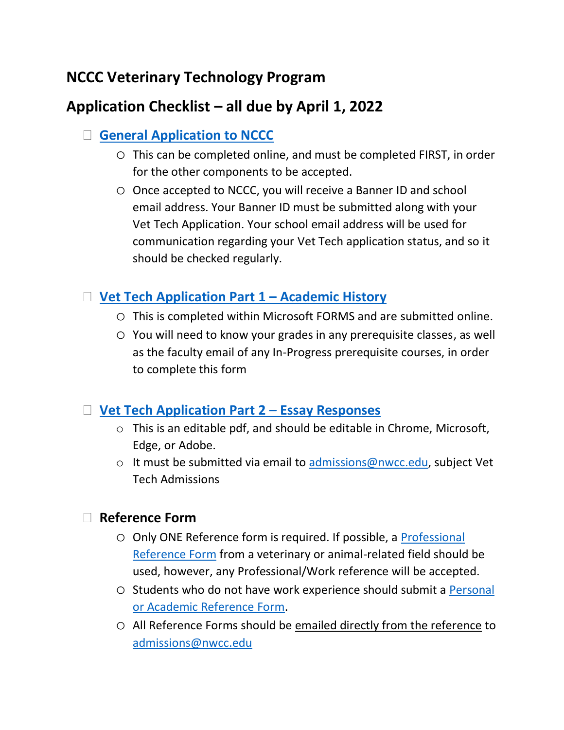## NCCC Veterinary Technology Program

## Application Checklist – all due by April 1, 2022

- ☐ **General Application to NCCC**
  - This can be completed online, and must be completed FIRST, in order for the other components to be accepted.
  - Once accepted to NCCC, you will receive a Banner ID and school email address. Your Banner ID must be submitted along with your Vet Tech Application. Your school email address will be used for communication regarding your Vet Tech application status, and so it should be checked regularly.

- ☐ **Vet Tech Application Part 1 – Academic History**
  - This is completed within Microsoft FORMS and are submitted online.
  - You will need to know your grades in any prerequisite classes, as well as the faculty email of any In-Progress prerequisite courses, in order to complete this form

- ☐ **Vet Tech Application Part 2 – Essay Responses**
  - This is an editable pdf, and should be editable in Chrome, Microsoft, Edge, or Adobe.
  - It must be submitted via email to admissions@nwcc.edu, subject Vet Tech Admissions

- ☐ **Reference Form**
  - Only ONE Reference form is required. If possible, a Professional Reference Form from a veterinary or animal-related field should be used, however, any Professional/Work reference will be accepted.
  - Students who do not have work experience should submit a Personal or Academic Reference Form.
  - All Reference Forms should be emailed directly from the reference to admissions@nwcc.edu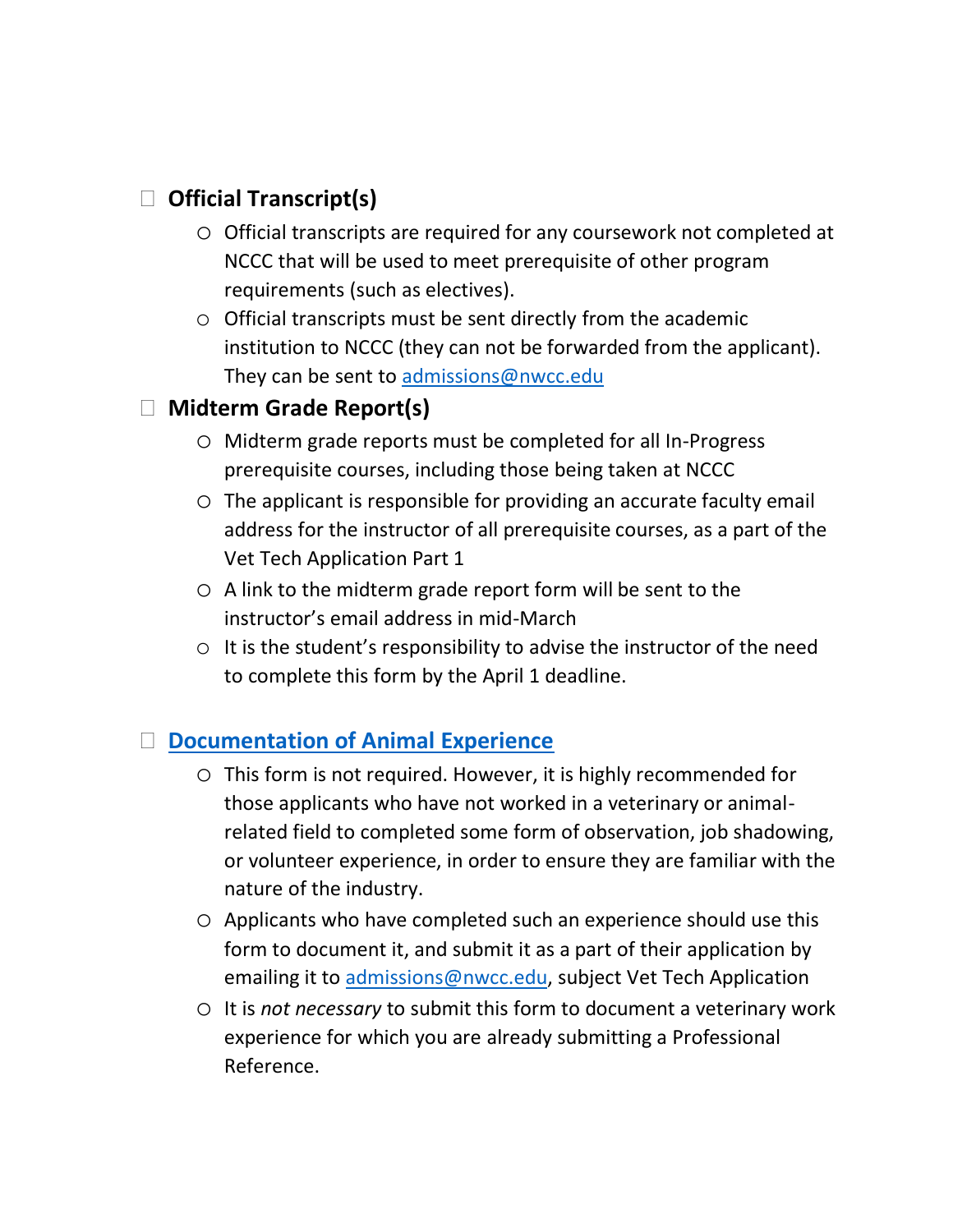- [ ] **Official Transcript(s)**
    - Official transcripts are required for any coursework not completed at NCCC that will be used to meet prerequisite of other program requirements (such as electives).
    - Official transcripts must be sent directly from the academic institution to NCCC (they can not be forwarded from the applicant). They can be sent to admissions@nwcc.edu
- [ ] **Midterm Grade Report(s)**
    - Midterm grade reports must be completed for all In-Progress prerequisite courses, including those being taken at NCCC
    - The applicant is responsible for providing an accurate faculty email address for the instructor of all prerequisite courses, as a part of the Vet Tech Application Part 1
    - A link to the midterm grade report form will be sent to the instructor's email address in mid-March
    - It is the student's responsibility to advise the instructor of the need to complete this form by the April 1 deadline.

- [ ] **Documentation of Animal Experience**
    - This form is not required. However, it is highly recommended for those applicants who have not worked in a veterinary or animal-related field to completed some form of observation, job shadowing, or volunteer experience, in order to ensure they are familiar with the nature of the industry.
    - Applicants who have completed such an experience should use this form to document it, and submit it as a part of their application by emailing it to admissions@nwcc.edu, subject Vet Tech Application
    - It is *not necessary* to submit this form to document a veterinary work experience for which you are already submitting a Professional Reference.